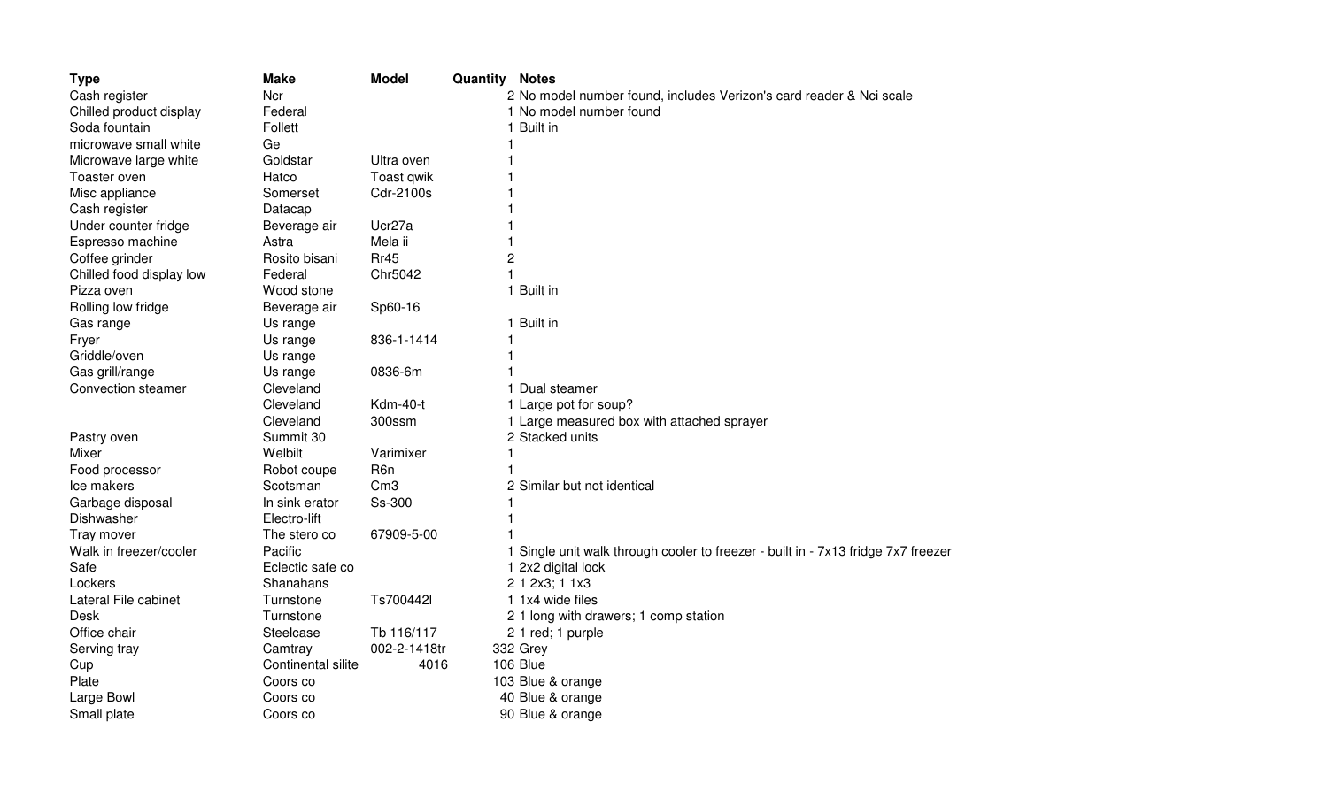| Type | Make | Model | Quantity | Notes |
|---|---|---|---|---|
| Cash register | Ncr | | 2 | No model number found, includes Verizon's card reader & Nci scale |
| Chilled product display | Federal | | 1 | No model number found |
| Soda fountain | Follett | | 1 | Built in |
| microwave small white | Ge | | 1 | |
| Microwave large white | Goldstar | Ultra oven | 1 | |
| Toaster oven | Hatco | Toast qwik | 1 | |
| Misc appliance | Somerset | Cdr-2100s | 1 | |
| Cash register | Datacap | | 1 | |
| Under counter fridge | Beverage air | Ucr27a | 1 | |
| Espresso machine | Astra | Mela ii | 1 | |
| Coffee grinder | Rosito bisani | Rr45 | 2 | |
| Chilled food display low | Federal | Chr5042 | 1 | |
| Pizza oven | Wood stone | | 1 | Built in |
| Rolling low fridge | Beverage air | Sp60-16 | | |
| Gas range | Us range | | 1 | Built in |
| Fryer | Us range | 836-1-1414 | 1 | |
| Griddle/oven | Us range | | 1 | |
| Gas grill/range | Us range | 0836-6m | 1 | |
| Convection steamer | Cleveland | | 1 | Dual steamer |
| | Cleveland | Kdm-40-t | 1 | Large pot for soup? |
| | Cleveland | 300ssm | 1 | Large measured box with attached sprayer |
| Pastry oven | Summit 30 | | 2 | Stacked units |
| Mixer | Welbilt | Varimixer | 1 | |
| Food processor | Robot coupe | R6n | 1 | |
| Ice makers | Scotsman | Cm3 | 2 | Similar but not identical |
| Garbage disposal | In sink erator | Ss-300 | 1 | |
| Dishwasher | Electro-lift | | 1 | |
| Tray mover | The stero co | 67909-5-00 | 1 | |
| Walk in freezer/cooler | Pacific | | 1 | Single unit walk through cooler to freezer - built in - 7x13 fridge 7x7 freezer |
| Safe | Eclectic safe co | | 1 | 2x2 digital lock |
| Lockers | Shanahans | | 2 | 1 2x3; 1 1x3 |
| Lateral File cabinet | Turnstone | Ts700442l | 1 | 1x4 wide files |
| Desk | Turnstone | | 2 | 1 long with drawers; 1 comp station |
| Office chair | Steelcase | Tb 116/117 | 2 | 1 red; 1 purple |
| Serving tray | Camtray | 002-2-1418tr | 332 | Grey |
| Cup | Continental silite | 4016 | 106 | Blue |
| Plate | Coors co | | 103 | Blue & orange |
| Large Bowl | Coors co | | 40 | Blue & orange |
| Small plate | Coors co | | 90 | Blue & orange |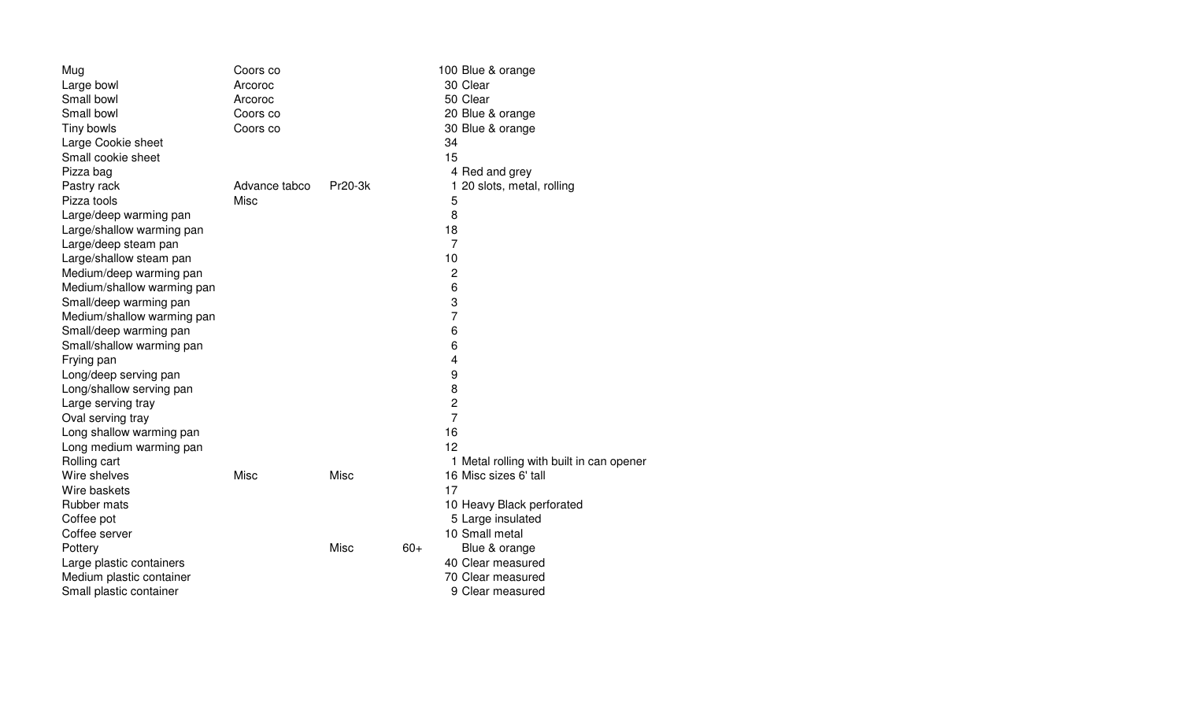| | | | | | |
|---|---|---|---|---|---|
| Mug | Coors co | | | 100 | Blue & orange |
| Large bowl | Arcoroc | | | 30 | Clear |
| Small bowl | Arcoroc | | | 50 | Clear |
| Small bowl | Coors co | | | 20 | Blue & orange |
| Tiny bowls | Coors co | | | 30 | Blue & orange |
| Large Cookie sheet | | | | 34 | |
| Small cookie sheet | | | | 15 | |
| Pizza bag | | | | 4 | Red and grey |
| Pastry rack | Advance tabco | Pr20-3k | | 1 | 20 slots, metal, rolling |
| Pizza tools | Misc | | | 5 | |
| Large/deep warming pan | | | | 8 | |
| Large/shallow warming pan | | | | 18 | |
| Large/deep steam pan | | | | 7 | |
| Large/shallow steam pan | | | | 10 | |
| Medium/deep warming pan | | | | 2 | |
| Medium/shallow warming pan | | | | 6 | |
| Small/deep warming pan | | | | 3 | |
| Medium/shallow warming pan | | | | 7 | |
| Small/deep warming pan | | | | 6 | |
| Small/shallow warming pan | | | | 6 | |
| Frying pan | | | | 4 | |
| Long/deep serving pan | | | | 9 | |
| Long/shallow serving pan | | | | 8 | |
| Large serving tray | | | | 2 | |
| Oval serving tray | | | | 7 | |
| Long shallow warming pan | | | | 16 | |
| Long medium warming pan | | | | 12 | |
| Rolling cart | | | | 1 | Metal rolling with built in can opener |
| Wire shelves | Misc | Misc | | 16 | Misc sizes 6' tall |
| Wire baskets | | | | 17 | |
| Rubber mats | | | | 10 | Heavy Black perforated |
| Coffee pot | | | | 5 | Large insulated |
| Coffee server | | | | 10 | Small metal |
| Pottery | | Misc | 60+ | | Blue & orange |
| Large plastic containers | | | | 40 | Clear measured |
| Medium plastic container | | | | 70 | Clear measured |
| Small plastic container | | | | 9 | Clear measured |